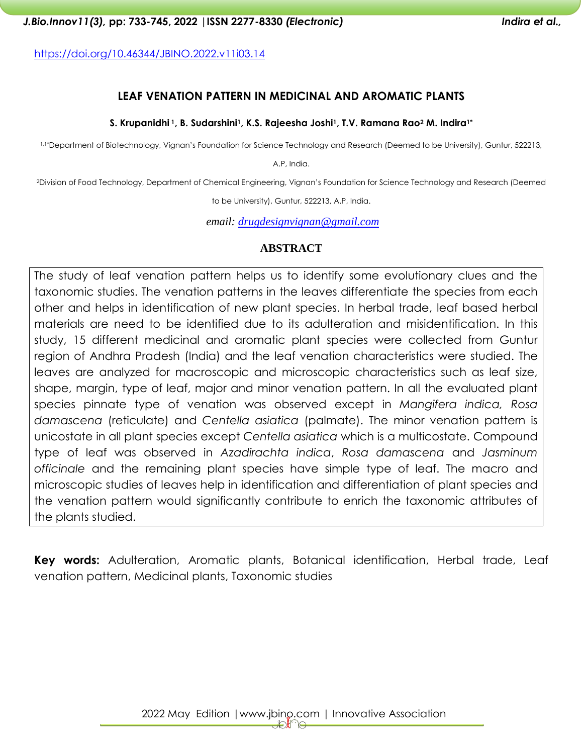https://doi.org/10.46344/JBINO.2022.v11i03.14

# LEAF VENATION PATTERN IN MEDICINAL AND AROMATIC PLANTS

**S. Krupanidhi [1], B. Sudarshini[1], K.S. Rajeesha Joshi[1], T.V. Ramana Rao[2] M. Indira[1*]**

[1,1*]Department of Biotechnology, Vignan's Foundation for Science Technology and Research (Deemed to be University), Guntur, 522213, A.P, India.

[2]Division of Food Technology, Department of Chemical Engineering, Vignan's Foundation for Science Technology and Research (Deemed to be University), Guntur, 522213, A.P, India.

*email: drugdesignvignan@gmail.com*

## ABSTRACT

The study of leaf venation pattern helps us to identify some evolutionary clues and the taxonomic studies. The venation patterns in the leaves differentiate the species from each other and helps in identification of new plant species. In herbal trade, leaf based herbal materials are need to be identified due to its adulteration and misidentification. In this study, 15 different medicinal and aromatic plant species were collected from Guntur region of Andhra Pradesh (India) and the leaf venation characteristics were studied. The leaves are analyzed for macroscopic and microscopic characteristics such as leaf size, shape, margin, type of leaf, major and minor venation pattern. In all the evaluated plant species pinnate type of venation was observed except in *Mangifera indica, Rosa damascena* (reticulate) and *Centella asiatica* (palmate). The minor venation pattern is unicostate in all plant species except *Centella asiatica* which is a multicostate. Compound type of leaf was observed in *Azadirachta indica*, *Rosa damascena* and *Jasminum officinale* and the remaining plant species have simple type of leaf. The macro and microscopic studies of leaves help in identification and differentiation of plant species and the venation pattern would significantly contribute to enrich the taxonomic attributes of the plants studied.

**Key words:** Adulteration, Aromatic plants, Botanical identification, Herbal trade, Leaf venation pattern, Medicinal plants, Taxonomic studies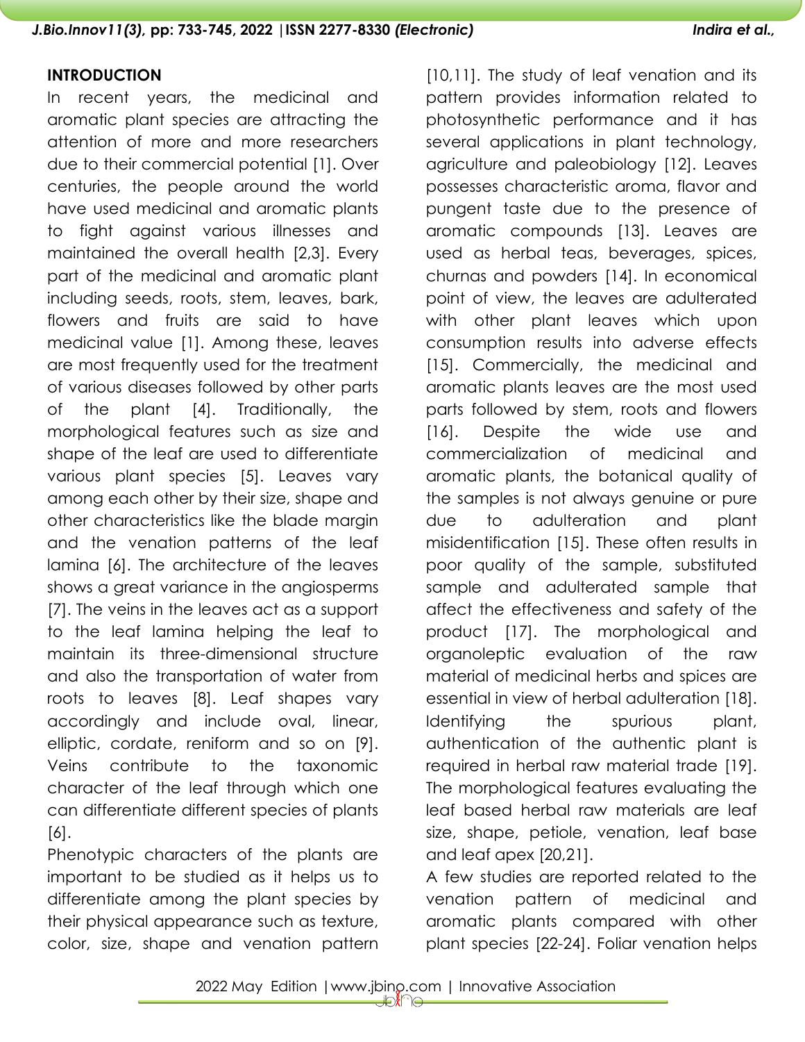## INTRODUCTION

In recent years, the medicinal and aromatic plant species are attracting the attention of more and more researchers due to their commercial potential [1]. Over centuries, the people around the world have used medicinal and aromatic plants to fight against various illnesses and maintained the overall health [2,3]. Every part of the medicinal and aromatic plant including seeds, roots, stem, leaves, bark, flowers and fruits are said to have medicinal value [1]. Among these, leaves are most frequently used for the treatment of various diseases followed by other parts of the plant [4]. Traditionally, the morphological features such as size and shape of the leaf are used to differentiate various plant species [5]. Leaves vary among each other by their size, shape and other characteristics like the blade margin and the venation patterns of the leaf lamina [6]. The architecture of the leaves shows a great variance in the angiosperms [7]. The veins in the leaves act as a support to the leaf lamina helping the leaf to maintain its three-dimensional structure and also the transportation of water from roots to leaves [8]. Leaf shapes vary accordingly and include oval, linear, elliptic, cordate, reniform and so on [9]. Veins contribute to the taxonomic character of the leaf through which one can differentiate different species of plants [6].

Phenotypic characters of the plants are important to be studied as it helps us to differentiate among the plant species by their physical appearance such as texture, color, size, shape and venation pattern [10,11]. The study of leaf venation and its pattern provides information related to photosynthetic performance and it has several applications in plant technology, agriculture and paleobiology [12]. Leaves possesses characteristic aroma, flavor and pungent taste due to the presence of aromatic compounds [13]. Leaves are used as herbal teas, beverages, spices, churnas and powders [14]. In economical point of view, the leaves are adulterated with other plant leaves which upon consumption results into adverse effects [15]. Commercially, the medicinal and aromatic plants leaves are the most used parts followed by stem, roots and flowers [16]. Despite the wide use and commercialization of medicinal and aromatic plants, the botanical quality of the samples is not always genuine or pure due to adulteration and plant misidentification [15]. These often results in poor quality of the sample, substituted sample and adulterated sample that affect the effectiveness and safety of the product [17]. The morphological and organoleptic evaluation of the raw material of medicinal herbs and spices are essential in view of herbal adulteration [18]. Identifying the spurious plant, authentication of the authentic plant is required in herbal raw material trade [19]. The morphological features evaluating the leaf based herbal raw materials are leaf size, shape, petiole, venation, leaf base and leaf apex [20,21].

A few studies are reported related to the venation pattern of medicinal and aromatic plants compared with other plant species [22-24]. Foliar venation helps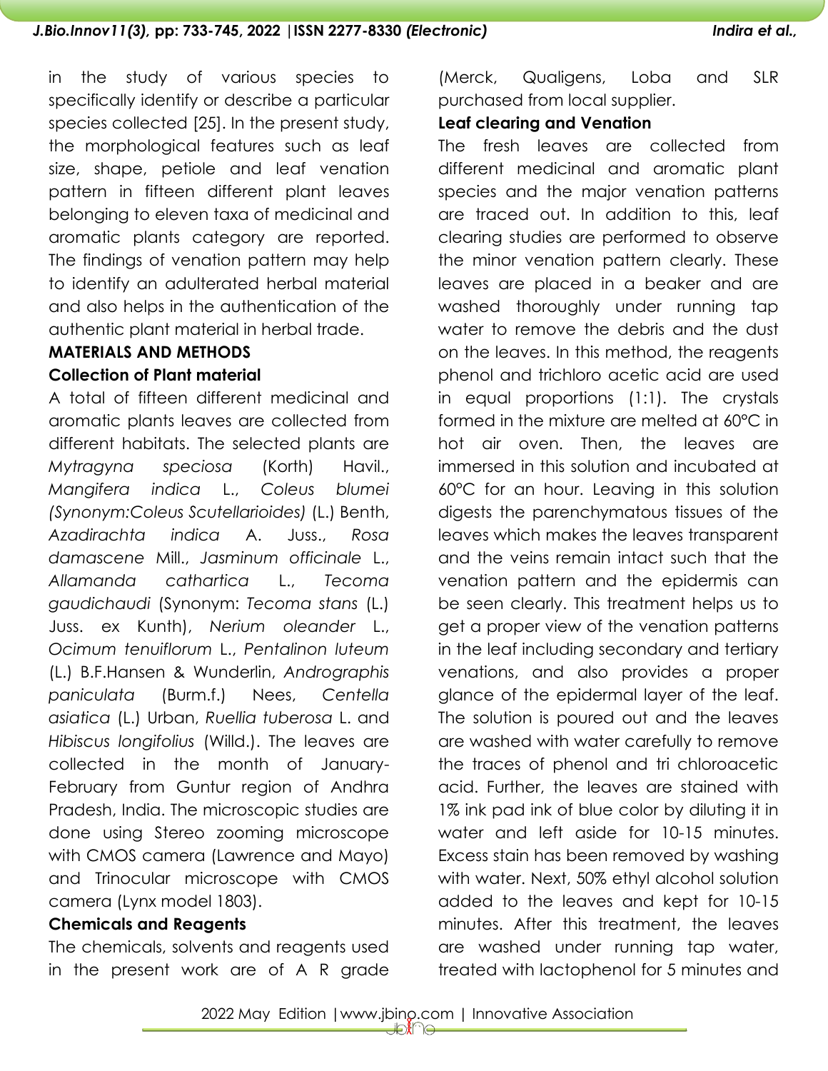in the study of various species to specifically identify or describe a particular species collected [25]. In the present study, the morphological features such as leaf size, shape, petiole and leaf venation pattern in fifteen different plant leaves belonging to eleven taxa of medicinal and aromatic plants category are reported. The findings of venation pattern may help to identify an adulterated herbal material and also helps in the authentication of the authentic plant material in herbal trade.

## MATERIALS AND METHODS

### Collection of Plant material

A total of fifteen different medicinal and aromatic plants leaves are collected from different habitats. The selected plants are *Mytragyna speciosa* (Korth) Havil., *Mangifera indica* L., *Coleus blumei (Synonym:Coleus Scutellarioides)* (L.) Benth, *Azadirachta indica* A. Juss., *Rosa damascene* Mill., *Jasminum officinale* L., *Allamanda cathartica* L., *Tecoma gaudichaudi* (Synonym: *Tecoma stans* (L.) Juss. ex Kunth), *Nerium oleander* L., *Ocimum tenuiflorum* L., *Pentalinon luteum* (L.) B.F.Hansen & Wunderlin, *Andrographis paniculata* (Burm.f.) Nees, *Centella asiatica* (L.) Urban, *Ruellia tuberosa* L. and *Hibiscus longifolius* (Willd.). The leaves are collected in the month of January-February from Guntur region of Andhra Pradesh, India. The microscopic studies are done using Stereo zooming microscope with CMOS camera (Lawrence and Mayo) and Trinocular microscope with CMOS camera (Lynx model 1803).

### Chemicals and Reagents

The chemicals, solvents and reagents used in the present work are of A R grade (Merck, Qualigens, Loba and SLR purchased from local supplier.

### Leaf clearing and Venation

The fresh leaves are collected from different medicinal and aromatic plant species and the major venation patterns are traced out. In addition to this, leaf clearing studies are performed to observe the minor venation pattern clearly. These leaves are placed in a beaker and are washed thoroughly under running tap water to remove the debris and the dust on the leaves. In this method, the reagents phenol and trichloro acetic acid are used in equal proportions (1:1). The crystals formed in the mixture are melted at 60°C in hot air oven. Then, the leaves are immersed in this solution and incubated at 60°C for an hour. Leaving in this solution digests the parenchymatous tissues of the leaves which makes the leaves transparent and the veins remain intact such that the venation pattern and the epidermis can be seen clearly. This treatment helps us to get a proper view of the venation patterns in the leaf including secondary and tertiary venations, and also provides a proper glance of the epidermal layer of the leaf. The solution is poured out and the leaves are washed with water carefully to remove the traces of phenol and tri chloroacetic acid. Further, the leaves are stained with 1% ink pad ink of blue color by diluting it in water and left aside for 10-15 minutes. Excess stain has been removed by washing with water. Next, 50% ethyl alcohol solution added to the leaves and kept for 10-15 minutes. After this treatment, the leaves are washed under running tap water, treated with lactophenol for 5 minutes and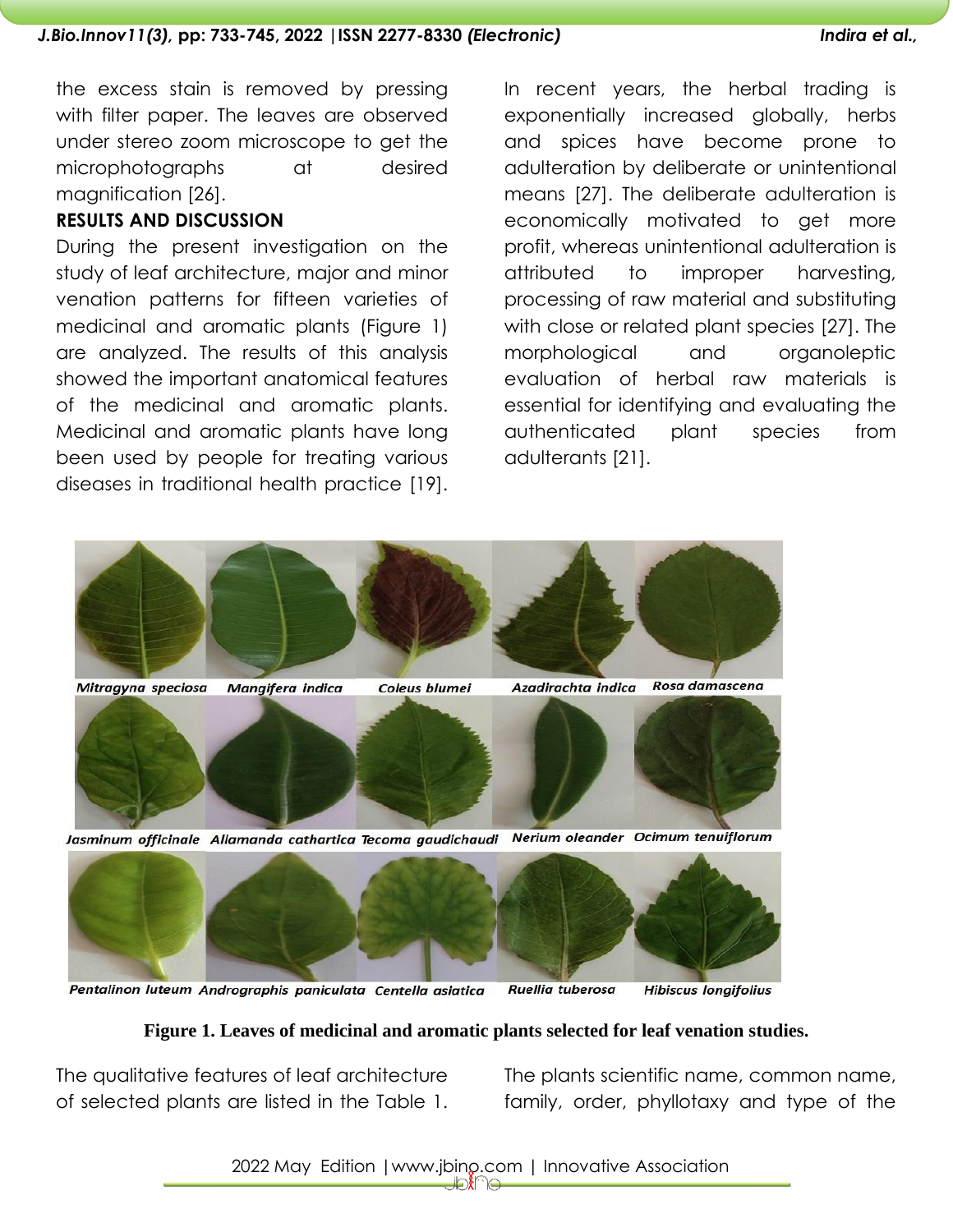the excess stain is removed by pressing with filter paper. The leaves are observed under stereo zoom microscope to get the microphotographs at desired magnification [26].

## RESULTS AND DISCUSSION

During the present investigation on the study of leaf architecture, major and minor venation patterns for fifteen varieties of medicinal and aromatic plants (Figure 1) are analyzed. The results of this analysis showed the important anatomical features of the medicinal and aromatic plants. Medicinal and aromatic plants have long been used by people for treating various diseases in traditional health practice [19]. In recent years, the herbal trading is exponentially increased globally, herbs and spices have become prone to adulteration by deliberate or unintentional means [27]. The deliberate adulteration is economically motivated to get more profit, whereas unintentional adulteration is attributed to improper harvesting, processing of raw material and substituting with close or related plant species [27]. The morphological and organoleptic evaluation of herbal raw materials is essential for identifying and evaluating the authenticated plant species from adulterants [21].

**Figure 1. Leaves of medicinal and aromatic plants selected for leaf venation studies.**

The qualitative features of leaf architecture of selected plants are listed in the Table 1. The plants scientific name, common name, family, order, phyllotaxy and type of the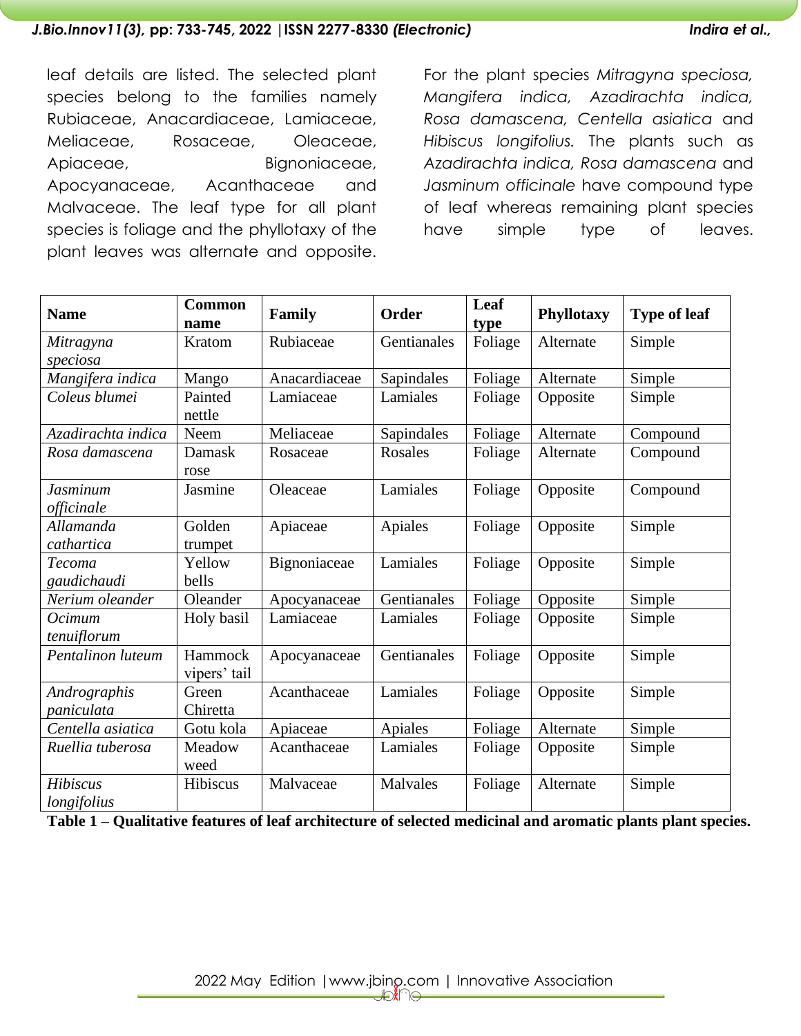leaf details are listed. The selected plant species belong to the families namely Rubiaceae, Anacardiaceae, Lamiaceae, Meliaceae, Rosaceae, Oleaceae, Apiaceae, Bignoniaceae, Apocyanaceae, Acanthaceae and Malvaceae. The leaf type for all plant species is foliage and the phyllotaxy of the plant leaves was alternate and opposite. For the plant species *Mitragyna speciosa, Mangifera indica, Azadirachta indica, Rosa damascena, Centella asiatica* and *Hibiscus longifolius.* The plants such as *Azadirachta indica, Rosa damascena* and *Jasminum officinale* have compound type of leaf whereas remaining plant species have simple type of leaves.

| Name | Common name | Family | Order | Leaf type | Phyllotaxy | Type of leaf |
|---|---|---|---|---|---|---|
| *Mitragyna speciosa* | Kratom | Rubiaceae | Gentianales | Foliage | Alternate | Simple |
| *Mangifera indica* | Mango | Anacardiaceae | Sapindales | Foliage | Alternate | Simple |
| *Coleus blumei* | Painted nettle | Lamiaceae | Lamiales | Foliage | Opposite | Simple |
| *Azadirachta indica* | Neem | Meliaceae | Sapindales | Foliage | Alternate | Compound |
| *Rosa damascena* | Damask rose | Rosaceae | Rosales | Foliage | Alternate | Compound |
| *Jasminum officinale* | Jasmine | Oleaceae | Lamiales | Foliage | Opposite | Compound |
| *Allamanda cathartica* | Golden trumpet | Apiaceae | Apiales | Foliage | Opposite | Simple |
| *Tecoma gaudichaudi* | Yellow bells | Bignoniaceae | Lamiales | Foliage | Opposite | Simple |
| *Nerium oleander* | Oleander | Apocyanaceae | Gentianales | Foliage | Opposite | Simple |
| *Ocimum tenuiflorum* | Holy basil | Lamiaceae | Lamiales | Foliage | Opposite | Simple |
| *Pentalinon luteum* | Hammock vipers' tail | Apocyanaceae | Gentianales | Foliage | Opposite | Simple |
| *Andrographis paniculata* | Green Chiretta | Acanthaceae | Lamiales | Foliage | Opposite | Simple |
| *Centella asiatica* | Gotu kola | Apiaceae | Apiales | Foliage | Alternate | Simple |
| *Ruellia tuberosa* | Meadow weed | Acanthaceae | Lamiales | Foliage | Opposite | Simple |
| *Hibiscus longifolius* | Hibiscus | Malvaceae | Malvales | Foliage | Alternate | Simple |

**Table 1 – Qualitative features of leaf architecture of selected medicinal and aromatic plants plant species.**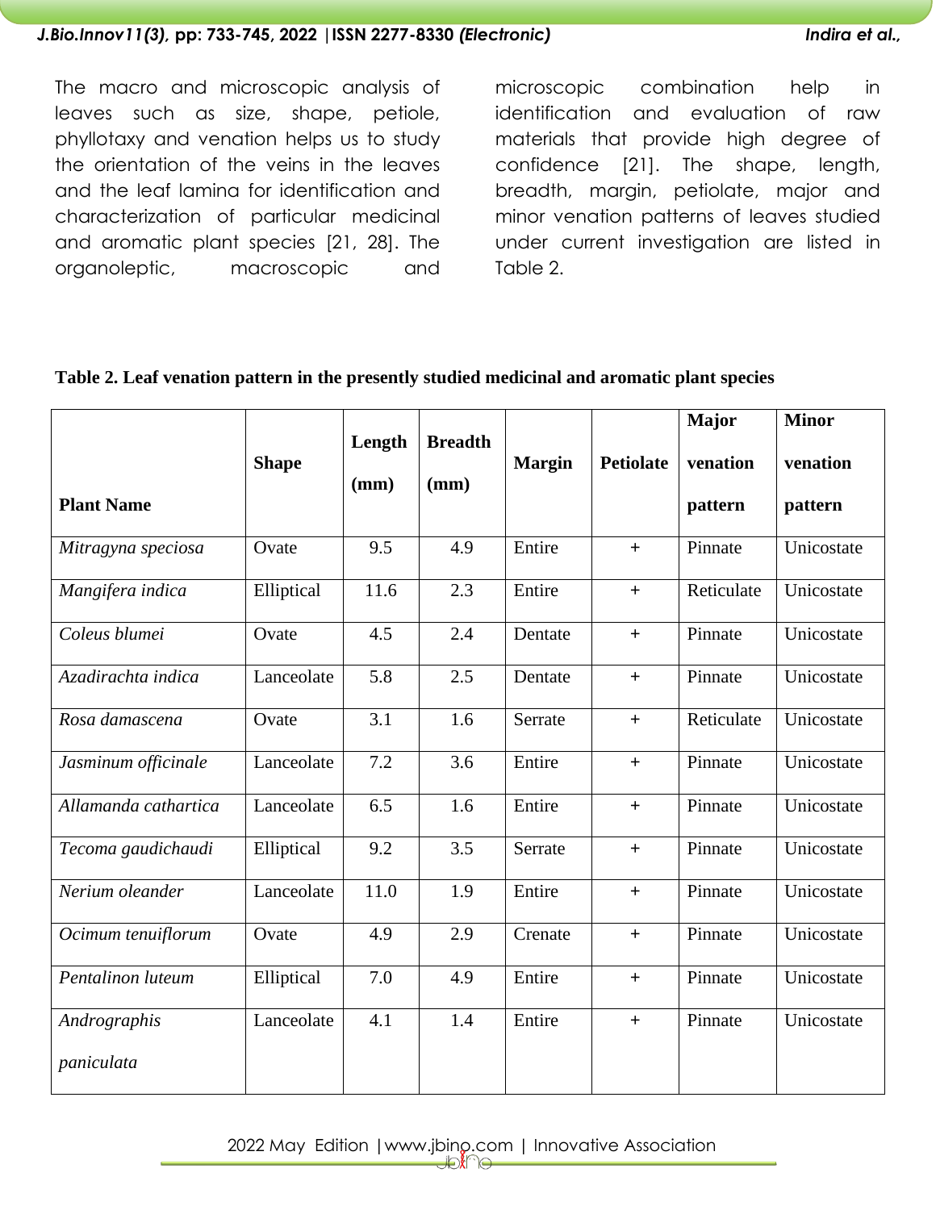The macro and microscopic analysis of leaves such as size, shape, petiole, phyllotaxy and venation helps us to study the orientation of the veins in the leaves and the leaf lamina for identification and characterization of particular medicinal and aromatic plant species [21, 28]. The organoleptic, macroscopic and microscopic combination help in identification and evaluation of raw materials that provide high degree of confidence [21]. The shape, length, breadth, margin, petiolate, major and minor venation patterns of leaves studied under current investigation are listed in Table 2.

**Table 2. Leaf venation pattern in the presently studied medicinal and aromatic plant species**

| Plant Name | Shape | Length (mm) | Breadth (mm) | Margin | Petiolate | Major venation pattern | Minor venation pattern |
|---|---|---|---|---|---|---|---|
| *Mitragyna speciosa* | Ovate | 9.5 | 4.9 | Entire | + | Pinnate | Unicostate |
| *Mangifera indica* | Elliptical | 11.6 | 2.3 | Entire | + | Reticulate | Unicostate |
| *Coleus blumei* | Ovate | 4.5 | 2.4 | Dentate | + | Pinnate | Unicostate |
| *Azadirachta indica* | Lanceolate | 5.8 | 2.5 | Dentate | + | Pinnate | Unicostate |
| *Rosa damascena* | Ovate | 3.1 | 1.6 | Serrate | + | Reticulate | Unicostate |
| *Jasminum officinale* | Lanceolate | 7.2 | 3.6 | Entire | + | Pinnate | Unicostate |
| *Allamanda cathartica* | Lanceolate | 6.5 | 1.6 | Entire | + | Pinnate | Unicostate |
| *Tecoma gaudichaudi* | Elliptical | 9.2 | 3.5 | Serrate | + | Pinnate | Unicostate |
| *Nerium oleander* | Lanceolate | 11.0 | 1.9 | Entire | + | Pinnate | Unicostate |
| *Ocimum tenuiflorum* | Ovate | 4.9 | 2.9 | Crenate | + | Pinnate | Unicostate |
| *Pentalinon luteum* | Elliptical | 7.0 | 4.9 | Entire | + | Pinnate | Unicostate |
| *Andrographis paniculata* | Lanceolate | 4.1 | 1.4 | Entire | + | Pinnate | Unicostate |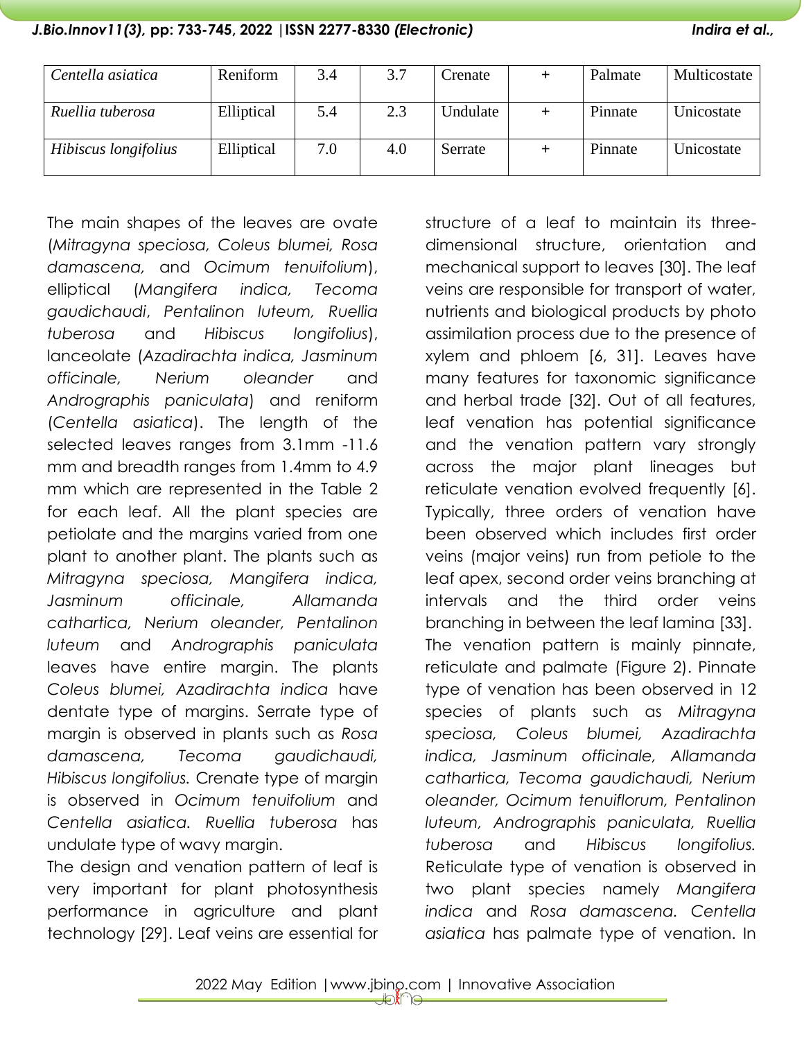| | | | | | | | |
|---|---|---|---|---|---|---|---|
| *Centella asiatica* | Reniform | 3.4 | 3.7 | Crenate | + | Palmate | Multicostate |
| *Ruellia tuberosa* | Elliptical | 5.4 | 2.3 | Undulate | + | Pinnate | Unicostate |
| *Hibiscus longifolius* | Elliptical | 7.0 | 4.0 | Serrate | + | Pinnate | Unicostate |

The main shapes of the leaves are ovate (*Mitragyna speciosa, Coleus blumei, Rosa damascena,* and *Ocimum tenuifolium*), elliptical (*Mangifera indica, Tecoma gaudichaudi*, *Pentalinon luteum, Ruellia tuberosa* and *Hibiscus longifolius*), lanceolate (*Azadirachta indica, Jasminum officinale, Nerium oleander* and *Andrographis paniculata*) and reniform (*Centella asiatica*). The length of the selected leaves ranges from 3.1mm -11.6 mm and breadth ranges from 1.4mm to 4.9 mm which are represented in the Table 2 for each leaf. All the plant species are petiolate and the margins varied from one plant to another plant. The plants such as *Mitragyna speciosa, Mangifera indica, Jasminum officinale, Allamanda cathartica, Nerium oleander, Pentalinon luteum* and *Andrographis paniculata* leaves have entire margin. The plants *Coleus blumei, Azadirachta indica* have dentate type of margins. Serrate type of margin is observed in plants such as *Rosa damascena, Tecoma gaudichaudi, Hibiscus longifolius.* Crenate type of margin is observed in *Ocimum tenuifolium* and *Centella asiatica. Ruellia tuberosa* has undulate type of wavy margin.

The design and venation pattern of leaf is very important for plant photosynthesis performance in agriculture and plant technology [29]. Leaf veins are essential for structure of a leaf to maintain its three-dimensional structure, orientation and mechanical support to leaves [30]. The leaf veins are responsible for transport of water, nutrients and biological products by photo assimilation process due to the presence of xylem and phloem [6, 31]. Leaves have many features for taxonomic significance and herbal trade [32]. Out of all features, leaf venation has potential significance and the venation pattern vary strongly across the major plant lineages but reticulate venation evolved frequently [6]. Typically, three orders of venation have been observed which includes first order veins (major veins) run from petiole to the leaf apex, second order veins branching at intervals and the third order veins branching in between the leaf lamina [33].

The venation pattern is mainly pinnate, reticulate and palmate (Figure 2). Pinnate type of venation has been observed in 12 species of plants such as *Mitragyna speciosa, Coleus blumei, Azadirachta indica, Jasminum officinale, Allamanda cathartica, Tecoma gaudichaudi, Nerium oleander, Ocimum tenuiflorum, Pentalinon luteum, Andrographis paniculata, Ruellia tuberosa* and *Hibiscus longifolius.* Reticulate type of venation is observed in two plant species namely *Mangifera indica* and *Rosa damascena. Centella asiatica* has palmate type of venation. In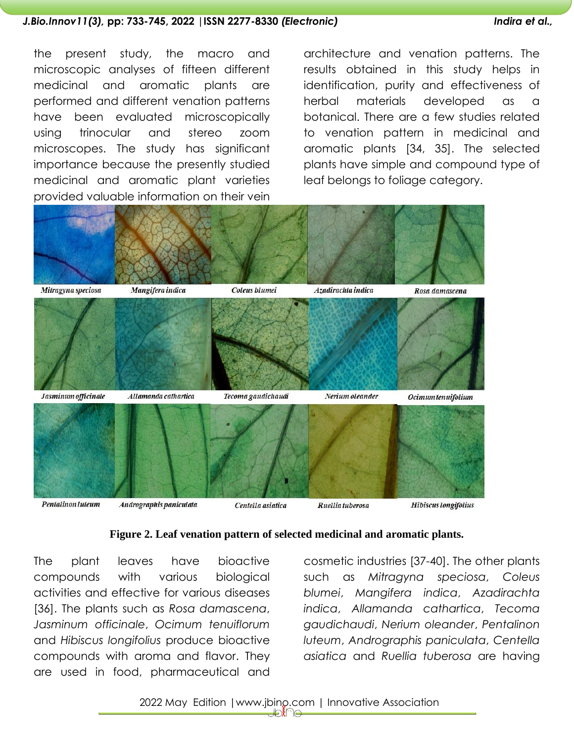the present study, the macro and microscopic analyses of fifteen different medicinal and aromatic plants are performed and different venation patterns have been evaluated microscopically using trinocular and stereo zoom microscopes. The study has significant importance because the presently studied medicinal and aromatic plant varieties provided valuable information on their vein architecture and venation patterns. The results obtained in this study helps in identification, purity and effectiveness of herbal materials developed as a botanical. There are a few studies related to venation pattern in medicinal and aromatic plants [34, 35]. The selected plants have simple and compound type of leaf belongs to foliage category.

*Mitragyna speciosa* | *Mangifera indica* | *Coleus blumei* | *Azadirachta indica* | *Rosa damascena*

*Jasminum officinale* | *Allamanda cathartica* | *Tecoma gaudichaudi* | *Nerium oleander* | *Ocimum tenuifolium*

*Pentalinon luteum* | *Andrographis paniculata* | *Centella asiatica* | *Ruellia tuberosa* | *Hibiscus longifolius*

**Figure 2. Leaf venation pattern of selected medicinal and aromatic plants.**

The plant leaves have bioactive compounds with various biological activities and effective for various diseases [36]. The plants such as *Rosa damascena*, *Jasminum officinale*, *Ocimum tenuiflorum* and *Hibiscus longifolius* produce bioactive compounds with aroma and flavor. They are used in food, pharmaceutical and cosmetic industries [37-40]. The other plants such as *Mitragyna speciosa*, *Coleus blumei*, *Mangifera indica*, *Azadirachta indica*, *Allamanda cathartica*, *Tecoma gaudichaudi*, *Nerium oleander*, *Pentalinon luteum*, *Andrographis paniculata*, *Centella asiatica* and *Ruellia tuberosa* are having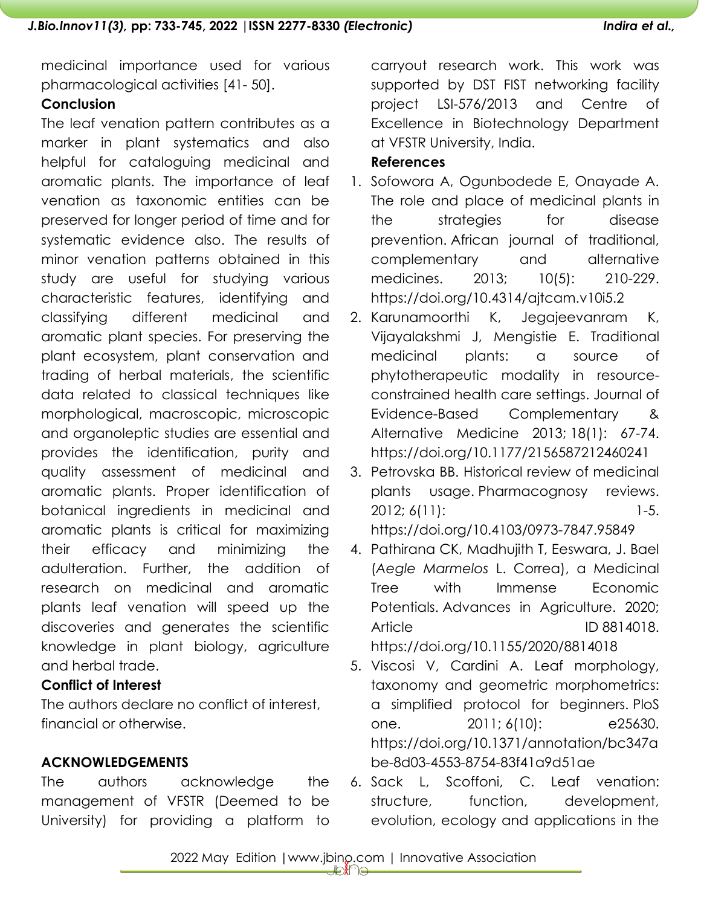medicinal importance used for various pharmacological activities [41- 50].

## Conclusion

The leaf venation pattern contributes as a marker in plant systematics and also helpful for cataloguing medicinal and aromatic plants. The importance of leaf venation as taxonomic entities can be preserved for longer period of time and for systematic evidence also. The results of minor venation patterns obtained in this study are useful for studying various characteristic features, identifying and classifying different medicinal and aromatic plant species. For preserving the plant ecosystem, plant conservation and trading of herbal materials, the scientific data related to classical techniques like morphological, macroscopic, microscopic and organoleptic studies are essential and provides the identification, purity and quality assessment of medicinal and aromatic plants. Proper identification of botanical ingredients in medicinal and aromatic plants is critical for maximizing their efficacy and minimizing the adulteration. Further, the addition of research on medicinal and aromatic plants leaf venation will speed up the discoveries and generates the scientific knowledge in plant biology, agriculture and herbal trade.

## Conflict of Interest

The authors declare no conflict of interest, financial or otherwise.

## ACKNOWLEDGEMENTS

The authors acknowledge the management of VFSTR (Deemed to be University) for providing a platform to carryout research work. This work was supported by DST FIST networking facility project LSI-576/2013 and Centre of Excellence in Biotechnology Department at VFSTR University, India.

## References

1. Sofowora A, Ogunbodede E, Onayade A. The role and place of medicinal plants in the strategies for disease prevention. African journal of traditional, complementary and alternative medicines. 2013; 10(5): 210-229. https://doi.org/10.4314/ajtcam.v10i5.2
2. Karunamoorthi K, Jegajeevanram K, Vijayalakshmi J, Mengistie E. Traditional medicinal plants: a source of phytotherapeutic modality in resource-constrained health care settings. Journal of Evidence-Based Complementary & Alternative Medicine 2013; 18(1): 67-74. https://doi.org/10.1177/2156587212460241
3. Petrovska BB. Historical review of medicinal plants usage. Pharmacognosy reviews. 2012; 6(11): 1-5. https://doi.org/10.4103/0973-7847.95849
4. Pathirana CK, Madhujith T, Eeswara, J. Bael (*Aegle Marmelos* L. Correa), a Medicinal Tree with Immense Economic Potentials. Advances in Agriculture. 2020; Article ID 8814018. https://doi.org/10.1155/2020/8814018
5. Viscosi V, Cardini A. Leaf morphology, taxonomy and geometric morphometrics: a simplified protocol for beginners. PloS one. 2011; 6(10): e25630. https://doi.org/10.1371/annotation/bc347abe-8d03-4553-8754-83f41a9d51ae
6. Sack L, Scoffoni, C. Leaf venation: structure, function, development, evolution, ecology and applications in the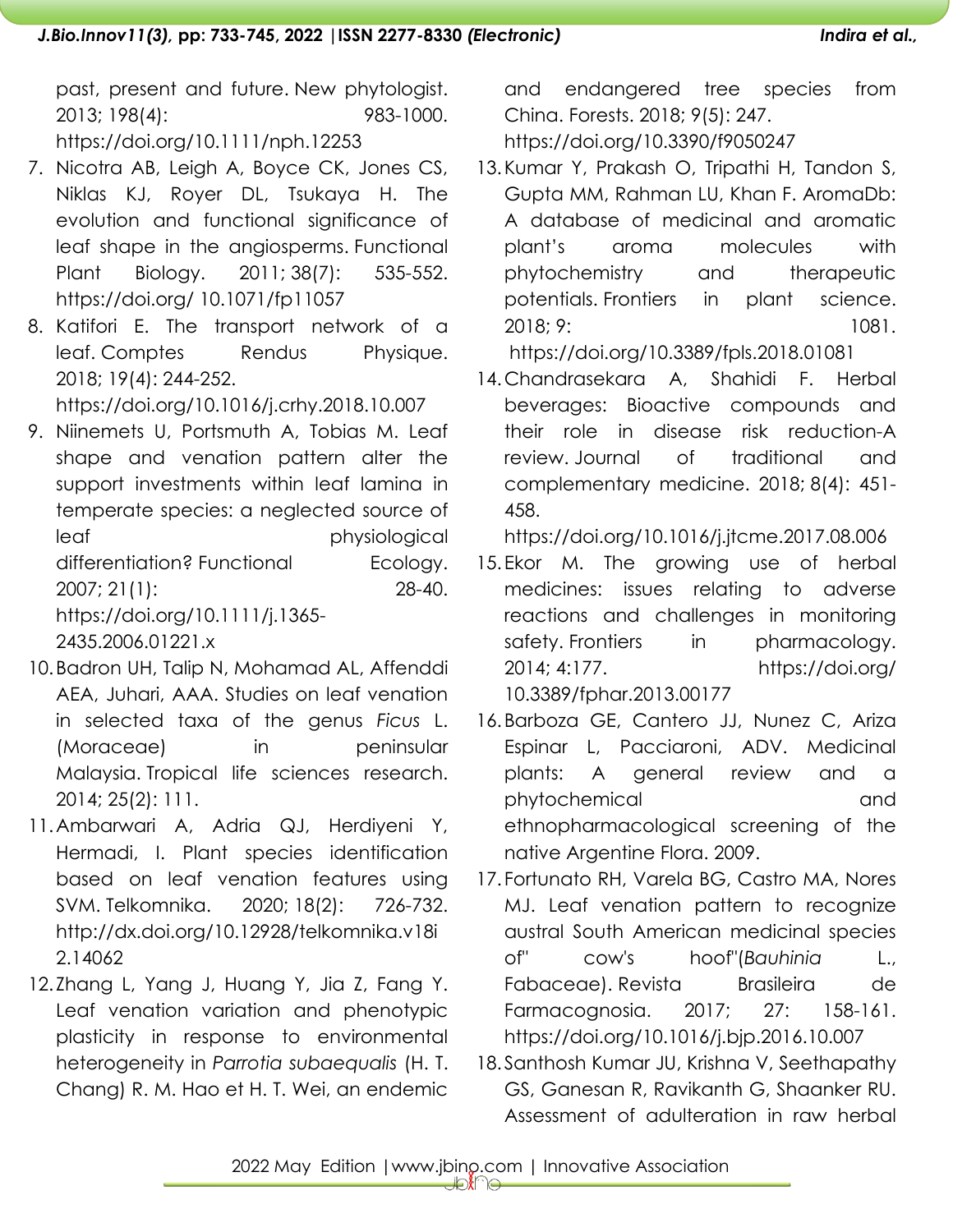past, present and future. New phytologist. 2013; 198(4): 983-1000. https://doi.org/10.1111/nph.12253

7. Nicotra AB, Leigh A, Boyce CK, Jones CS, Niklas KJ, Royer DL, Tsukaya H. The evolution and functional significance of leaf shape in the angiosperms. Functional Plant Biology. 2011; 38(7): 535-552. https://doi.org/ 10.1071/fp11057
8. Katifori E. The transport network of a leaf. Comptes Rendus Physique. 2018; 19(4): 244-252. https://doi.org/10.1016/j.crhy.2018.10.007
9. Niinemets U, Portsmuth A, Tobias M. Leaf shape and venation pattern alter the support investments within leaf lamina in temperate species: a neglected source of leaf physiological differentiation? Functional Ecology. 2007; 21(1): 28-40. https://doi.org/10.1111/j.1365-2435.2006.01221.x
10. Badron UH, Talip N, Mohamad AL, Affenddi AEA, Juhari, AAA. Studies on leaf venation in selected taxa of the genus *Ficus* L. (Moraceae) in peninsular Malaysia. Tropical life sciences research. 2014; 25(2): 111.
11. Ambarwari A, Adria QJ, Herdiyeni Y, Hermadi, I. Plant species identification based on leaf venation features using SVM. Telkomnika. 2020; 18(2): 726-732. http://dx.doi.org/10.12928/telkomnika.v18i2.14062
12. Zhang L, Yang J, Huang Y, Jia Z, Fang Y. Leaf venation variation and phenotypic plasticity in response to environmental heterogeneity in *Parrotia subaequalis* (H. T. Chang) R. M. Hao et H. T. Wei, an endemic and endangered tree species from China. Forests. 2018; 9(5): 247. https://doi.org/10.3390/f9050247
13. Kumar Y, Prakash O, Tripathi H, Tandon S, Gupta MM, Rahman LU, Khan F. AromaDb: A database of medicinal and aromatic plant's aroma molecules with phytochemistry and therapeutic potentials. Frontiers in plant science. 2018; 9: 1081. https://doi.org/10.3389/fpls.2018.01081
14. Chandrasekara A, Shahidi F. Herbal beverages: Bioactive compounds and their role in disease risk reduction-A review. Journal of traditional and complementary medicine. 2018; 8(4): 451-458. https://doi.org/10.1016/j.jtcme.2017.08.006
15. Ekor M. The growing use of herbal medicines: issues relating to adverse reactions and challenges in monitoring safety. Frontiers in pharmacology. 2014; 4:177. https://doi.org/ 10.3389/fphar.2013.00177
16. Barboza GE, Cantero JJ, Nunez C, Ariza Espinar L, Pacciaroni, ADV. Medicinal plants: A general review and a phytochemical and ethnopharmacological screening of the native Argentine Flora. 2009.
17. Fortunato RH, Varela BG, Castro MA, Nores MJ. Leaf venation pattern to recognize austral South American medicinal species of" cow's hoof"(*Bauhinia* L., Fabaceae). Revista Brasileira de Farmacognosia. 2017; 27: 158-161. https://doi.org/10.1016/j.bjp.2016.10.007
18. Santhosh Kumar JU, Krishna V, Seethapathy GS, Ganesan R, Ravikanth G, Shaanker RU. Assessment of adulteration in raw herbal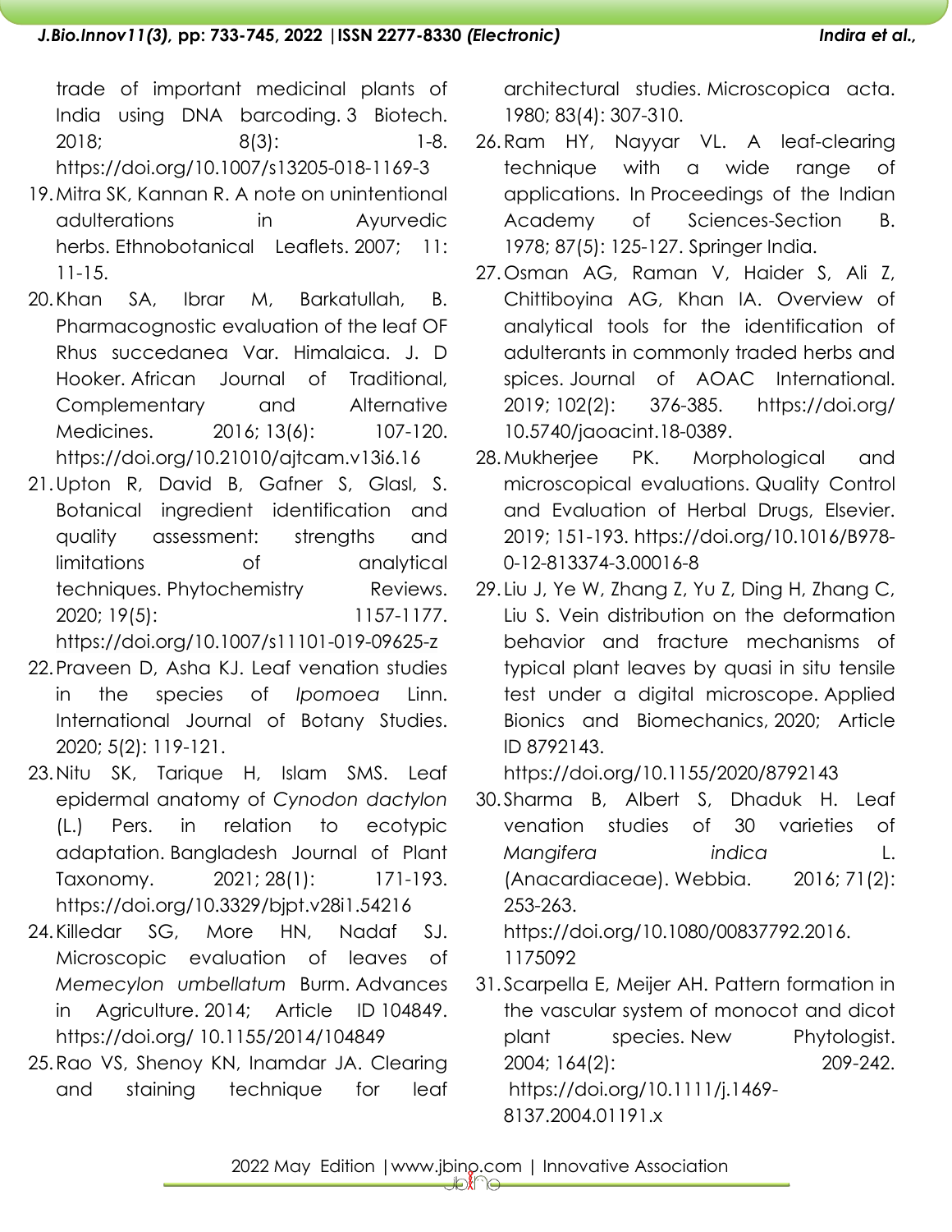trade of important medicinal plants of India using DNA barcoding. 3 Biotech. 2018; 8(3): 1-8. https://doi.org/10.1007/s13205-018-1169-3

19. Mitra SK, Kannan R. A note on unintentional adulterations in Ayurvedic herbs. Ethnobotanical Leaflets. 2007; 11: 11-15.
20. Khan SA, Ibrar M, Barkatullah, B. Pharmacognostic evaluation of the leaf OF Rhus succedanea Var. Himalaica. J. D Hooker. African Journal of Traditional, Complementary and Alternative Medicines. 2016; 13(6): 107-120. https://doi.org/10.21010/ajtcam.v13i6.16
21. Upton R, David B, Gafner S, Glasl, S. Botanical ingredient identification and quality assessment: strengths and limitations of analytical techniques. Phytochemistry Reviews. 2020; 19(5): 1157-1177. https://doi.org/10.1007/s11101-019-09625-z
22. Praveen D, Asha KJ. Leaf venation studies in the species of *Ipomoea* Linn. International Journal of Botany Studies. 2020; 5(2): 119-121.
23. Nitu SK, Tarique H, Islam SMS. Leaf epidermal anatomy of *Cynodon dactylon* (L.) Pers. in relation to ecotypic adaptation. Bangladesh Journal of Plant Taxonomy. 2021; 28(1): 171-193. https://doi.org/10.3329/bjpt.v28i1.54216
24. Killedar SG, More HN, Nadaf SJ. Microscopic evaluation of leaves of *Memecylon umbellatum* Burm. Advances in Agriculture. 2014; Article ID 104849. https://doi.org/ 10.1155/2014/104849
25. Rao VS, Shenoy KN, Inamdar JA. Clearing and staining technique for leaf architectural studies. Microscopica acta. 1980; 83(4): 307-310.
26. Ram HY, Nayyar VL. A leaf-clearing technique with a wide range of applications. In Proceedings of the Indian Academy of Sciences-Section B. 1978; 87(5): 125-127. Springer India.
27. Osman AG, Raman V, Haider S, Ali Z, Chittiboyina AG, Khan IA. Overview of analytical tools for the identification of adulterants in commonly traded herbs and spices. Journal of AOAC International. 2019; 102(2): 376-385. https://doi.org/ 10.5740/jaoacint.18-0389.
28. Mukherjee PK. Morphological and microscopical evaluations. Quality Control and Evaluation of Herbal Drugs, Elsevier. 2019; 151-193. https://doi.org/10.1016/B978-0-12-813374-3.00016-8
29. Liu J, Ye W, Zhang Z, Yu Z, Ding H, Zhang C, Liu S. Vein distribution on the deformation behavior and fracture mechanisms of typical plant leaves by quasi in situ tensile test under a digital microscope. Applied Bionics and Biomechanics, 2020; Article ID 8792143. https://doi.org/10.1155/2020/8792143
30. Sharma B, Albert S, Dhaduk H. Leaf venation studies of 30 varieties of *Mangifera indica* L. (Anacardiaceae). Webbia. 2016; 71(2): 253-263. https://doi.org/10.1080/00837792.2016.1175092
31. Scarpella E, Meijer AH. Pattern formation in the vascular system of monocot and dicot plant species. New Phytologist. 2004; 164(2): 209-242. https://doi.org/10.1111/j.1469-8137.2004.01191.x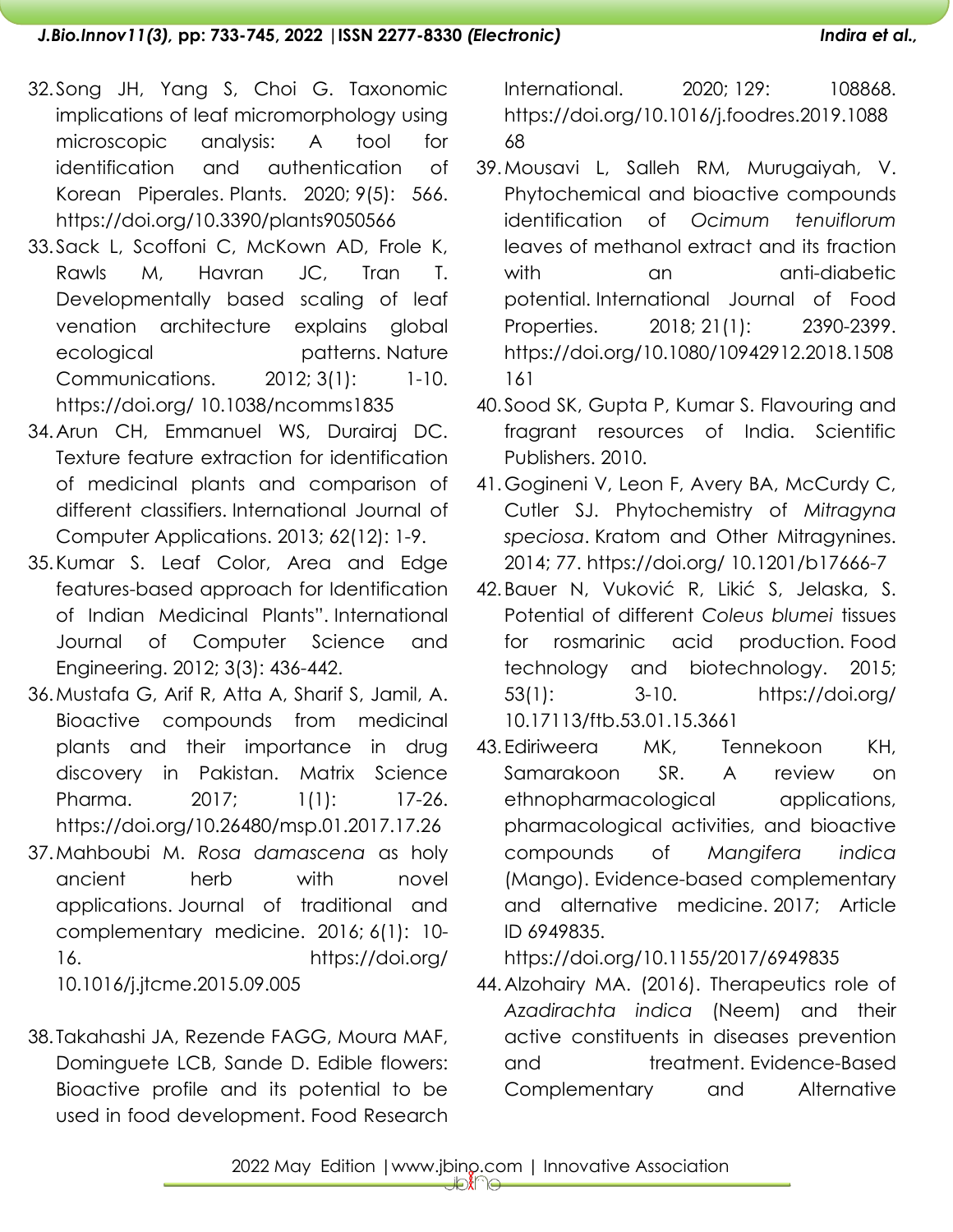32. Song JH, Yang S, Choi G. Taxonomic implications of leaf micromorphology using microscopic analysis: A tool for identification and authentication of Korean Piperales. Plants. 2020; 9(5): 566. https://doi.org/10.3390/plants9050566
33. Sack L, Scoffoni C, McKown AD, Frole K, Rawls M, Havran JC, Tran T. Developmentally based scaling of leaf venation architecture explains global ecological patterns. Nature Communications. 2012; 3(1): 1-10. https://doi.org/ 10.1038/ncomms1835
34. Arun CH, Emmanuel WS, Durairaj DC. Texture feature extraction for identification of medicinal plants and comparison of different classifiers. International Journal of Computer Applications. 2013; 62(12): 1-9.
35. Kumar S. Leaf Color, Area and Edge features-based approach for Identification of Indian Medicinal Plants". International Journal of Computer Science and Engineering. 2012; 3(3): 436-442.
36. Mustafa G, Arif R, Atta A, Sharif S, Jamil, A. Bioactive compounds from medicinal plants and their importance in drug discovery in Pakistan. Matrix Science Pharma. 2017; 1(1): 17-26. https://doi.org/10.26480/msp.01.2017.17.26
37. Mahboubi M. *Rosa damascena* as holy ancient herb with novel applications. Journal of traditional and complementary medicine. 2016; 6(1): 10-16. https://doi.org/ 10.1016/j.jtcme.2015.09.005
38. Takahashi JA, Rezende FAGG, Moura MAF, Dominguete LCB, Sande D. Edible flowers: Bioactive profile and its potential to be used in food development. Food Research International. 2020; 129: 108868. https://doi.org/10.1016/j.foodres.2019.108868
39. Mousavi L, Salleh RM, Murugaiyah, V. Phytochemical and bioactive compounds identification of *Ocimum tenuiflorum* leaves of methanol extract and its fraction with an anti-diabetic potential. International Journal of Food Properties. 2018; 21(1): 2390-2399. https://doi.org/10.1080/10942912.2018.1508161
40. Sood SK, Gupta P, Kumar S. Flavouring and fragrant resources of India. Scientific Publishers. 2010.
41. Gogineni V, Leon F, Avery BA, McCurdy C, Cutler SJ. Phytochemistry of *Mitragyna speciosa*. Kratom and Other Mitragynines. 2014; 77. https://doi.org/ 10.1201/b17666-7
42. Bauer N, Vuković R, Likić S, Jelaska, S. Potential of different *Coleus blumei* tissues for rosmarinic acid production. Food technology and biotechnology. 2015; 53(1): 3-10. https://doi.org/ 10.17113/ftb.53.01.15.3661
43. Ediriweera MK, Tennekoon KH, Samarakoon SR. A review on ethnopharmacological applications, pharmacological activities, and bioactive compounds of *Mangifera indica* (Mango). Evidence-based complementary and alternative medicine. 2017; Article ID 6949835. https://doi.org/10.1155/2017/6949835
44. Alzohairy MA. (2016). Therapeutics role of *Azadirachta indica* (Neem) and their active constituents in diseases prevention and treatment. Evidence-Based Complementary and Alternative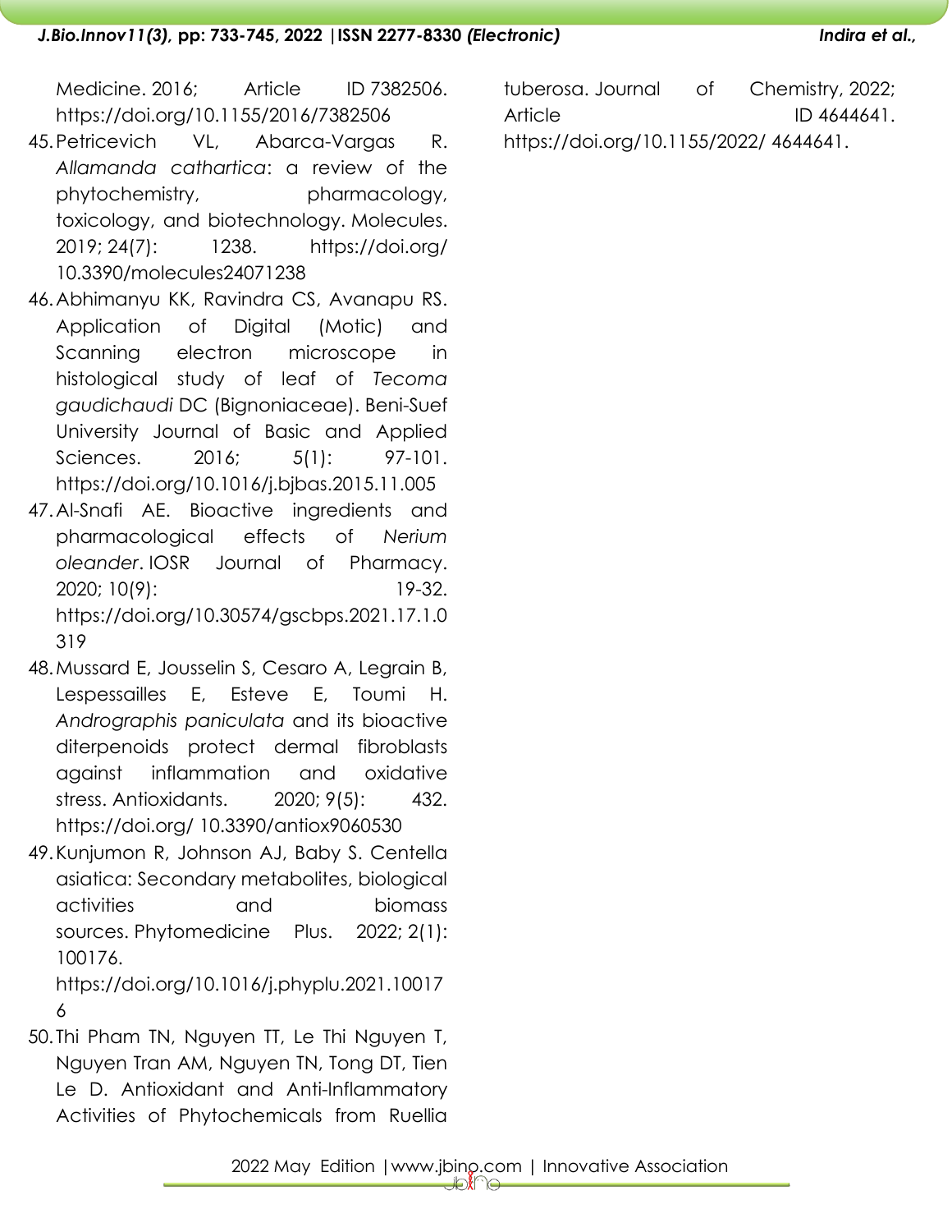Medicine. 2016; Article ID 7382506. https://doi.org/10.1155/2016/7382506

45. Petricevich VL, Abarca-Vargas R. *Allamanda cathartica*: a review of the phytochemistry, pharmacology, toxicology, and biotechnology. Molecules. 2019; 24(7): 1238. https://doi.org/ 10.3390/molecules24071238
46. Abhimanyu KK, Ravindra CS, Avanapu RS. Application of Digital (Motic) and Scanning electron microscope in histological study of leaf of *Tecoma gaudichaudi* DC (Bignoniaceae). Beni-Suef University Journal of Basic and Applied Sciences. 2016; 5(1): 97-101. https://doi.org/10.1016/j.bjbas.2015.11.005
47. Al-Snafi AE. Bioactive ingredients and pharmacological effects of *Nerium oleander*. IOSR Journal of Pharmacy. 2020; 10(9): 19-32. https://doi.org/10.30574/gscbps.2021.17.1.0319
48. Mussard E, Jousselin S, Cesaro A, Legrain B, Lespessailles E, Esteve E, Toumi H. *Andrographis paniculata* and its bioactive diterpenoids protect dermal fibroblasts against inflammation and oxidative stress. Antioxidants. 2020; 9(5): 432. https://doi.org/ 10.3390/antiox9060530
49. Kunjumon R, Johnson AJ, Baby S. Centella asiatica: Secondary metabolites, biological activities and biomass sources. Phytomedicine Plus. 2022; 2(1): 100176. https://doi.org/10.1016/j.phyplu.2021.100176
50. Thi Pham TN, Nguyen TT, Le Thi Nguyen T, Nguyen Tran AM, Nguyen TN, Tong DT, Tien Le D. Antioxidant and Anti-Inflammatory Activities of Phytochemicals from Ruellia tuberosa. Journal of Chemistry, 2022; Article ID 4644641. https://doi.org/10.1155/2022/ 4644641.